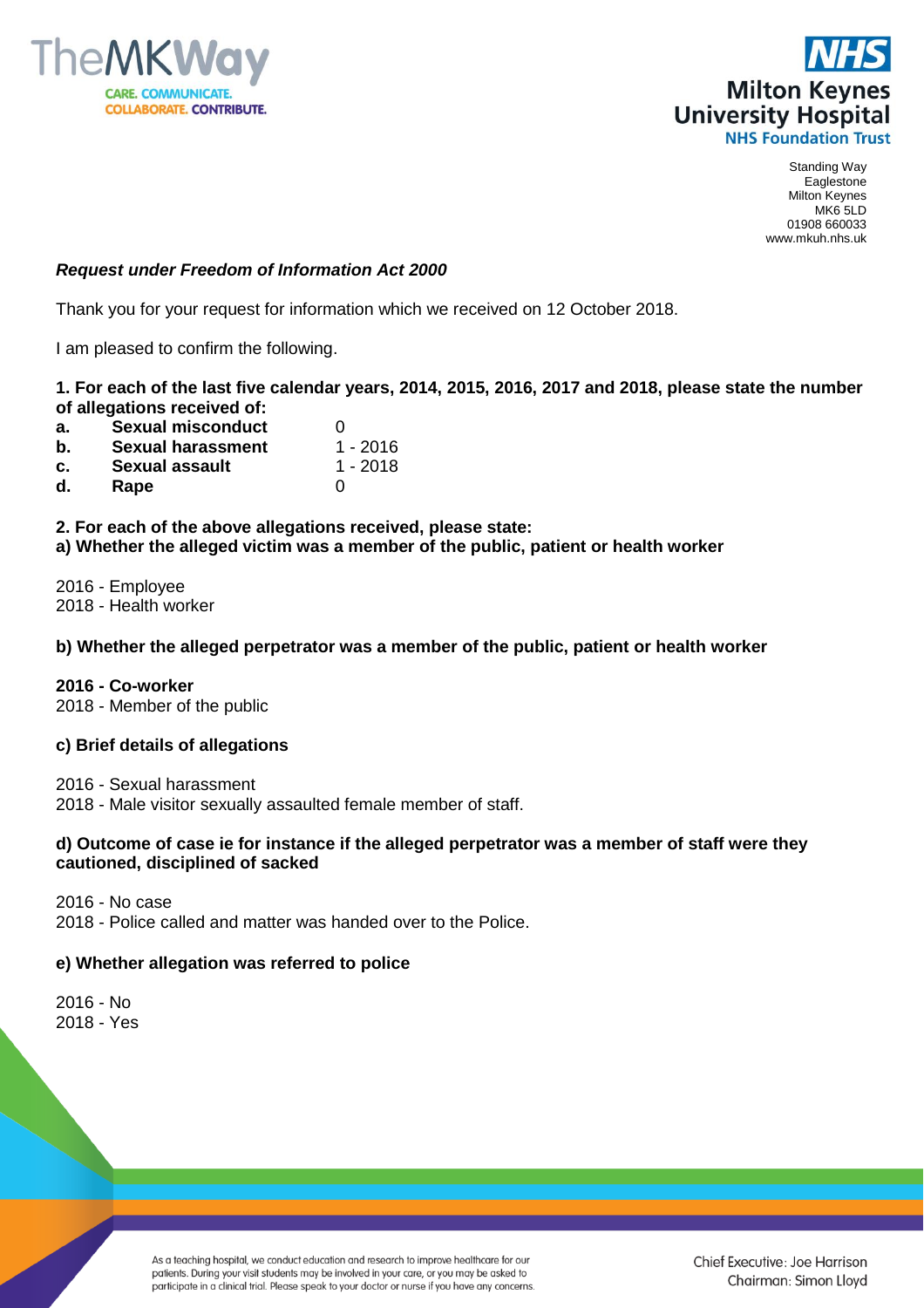Milton Keynes University Hospital
NHS Foundation Trust

Standing Way
Eaglestone
Milton Keynes
MK6 5LD
01908 660033
www.mkuh.nhs.uk

***Request under Freedom of Information Act 2000***

Thank you for your request for information which we received on 12 October 2018.

I am pleased to confirm the following.

**1. For each of the last five calendar years, 2014, 2015, 2016, 2017 and 2018, please state the number of allegations received of:**

| | | |
|---|---|---|
| **a.** | **Sexual misconduct** | 0 |
| **b.** | **Sexual harassment** | 1 - 2016 |
| **c.** | **Sexual assault** | 1 - 2018 |
| **d.** | **Rape** | 0 |

**2. For each of the above allegations received, please state:**
**a) Whether the alleged victim was a member of the public, patient or health worker**

2016 - Employee
2018 - Health worker

**b) Whether the alleged perpetrator was a member of the public, patient or health worker**

**2016 - Co-worker**
2018 - Member of the public

**c) Brief details of allegations**

2016 - Sexual harassment
2018 - Male visitor sexually assaulted female member of staff.

**d) Outcome of case ie for instance if the alleged perpetrator was a member of staff were they cautioned, disciplined of sacked**

2016 - No case
2018 - Police called and matter was handed over to the Police.

**e) Whether allegation was referred to police**

2016 - No
2018 - Yes

As a teaching hospital, we conduct education and research to improve healthcare for our patients. During your visit students may be involved in your care, or you may be asked to participate in a clinical trial. Please speak to your doctor or nurse if you have any concerns.

Chief Executive: Joe Harrison
Chairman: Simon Lloyd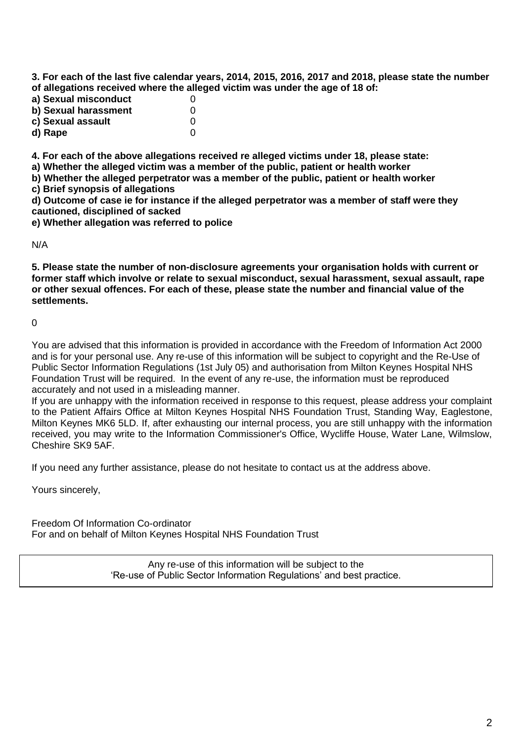**3. For each of the last five calendar years, 2014, 2015, 2016, 2017 and 2018, please state the number of allegations received where the alleged victim was under the age of 18 of:**

| | |
|---|---|
| **a) Sexual misconduct** | 0 |
| **b) Sexual harassment** | 0 |
| **c) Sexual assault** | 0 |
| **d) Rape** | 0 |

**4. For each of the above allegations received re alleged victims under 18, please state:**
**a) Whether the alleged victim was a member of the public, patient or health worker**
**b) Whether the alleged perpetrator was a member of the public, patient or health worker**
**c) Brief synopsis of allegations**
**d) Outcome of case ie for instance if the alleged perpetrator was a member of staff were they cautioned, disciplined of sacked**
**e) Whether allegation was referred to police**

N/A

**5. Please state the number of non-disclosure agreements your organisation holds with current or former staff which involve or relate to sexual misconduct, sexual harassment, sexual assault, rape or other sexual offences. For each of these, please state the number and financial value of the settlements.**

0

You are advised that this information is provided in accordance with the Freedom of Information Act 2000 and is for your personal use. Any re-use of this information will be subject to copyright and the Re-Use of Public Sector Information Regulations (1st July 05) and authorisation from Milton Keynes Hospital NHS Foundation Trust will be required. In the event of any re-use, the information must be reproduced accurately and not used in a misleading manner.
If you are unhappy with the information received in response to this request, please address your complaint to the Patient Affairs Office at Milton Keynes Hospital NHS Foundation Trust, Standing Way, Eaglestone, Milton Keynes MK6 5LD. If, after exhausting our internal process, you are still unhappy with the information received, you may write to the Information Commissioner's Office, Wycliffe House, Water Lane, Wilmslow, Cheshire SK9 5AF.

If you need any further assistance, please do not hesitate to contact us at the address above.

Yours sincerely,

Freedom Of Information Co-ordinator
For and on behalf of Milton Keynes Hospital NHS Foundation Trust

Any re-use of this information will be subject to the
'Re-use of Public Sector Information Regulations' and best practice.